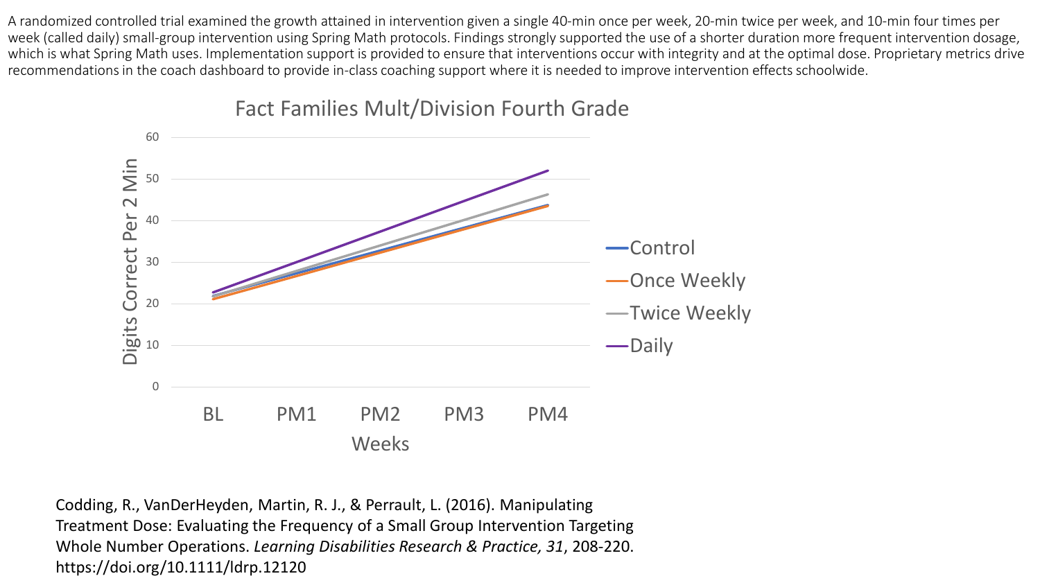A randomized controlled trial examined the growth attained in intervention given a single 40-min once per week, 20-min twice per week, and 10-min four times per week (called daily) small-group intervention using Spring Math protocols. Findings strongly supported the use of a shorter duration more frequent intervention dosage, which is what Spring Math uses. Implementation support is provided to ensure that interventions occur with integrity and at the optimal dose. Proprietary metrics drive recommendations in the coach dashboard to provide in-class coaching support where it is needed to improve intervention effects schoolwide.

Fact Families Mult/Division Fourth Grade

Digits Correct Per 2 Min

60
50
40
30
20
10
0

BL PM1 PM2 PM3 PM4

Weeks

Control
Once Weekly
Twice Weekly
Daily

Codding, R., VanDerHeyden, Martin, R. J., & Perrault, L. (2016). Manipulating Treatment Dose: Evaluating the Frequency of a Small Group Intervention Targeting Whole Number Operations. *Learning Disabilities Research & Practice, 31*, 208-220. https://doi.org/10.1111/ldrp.12120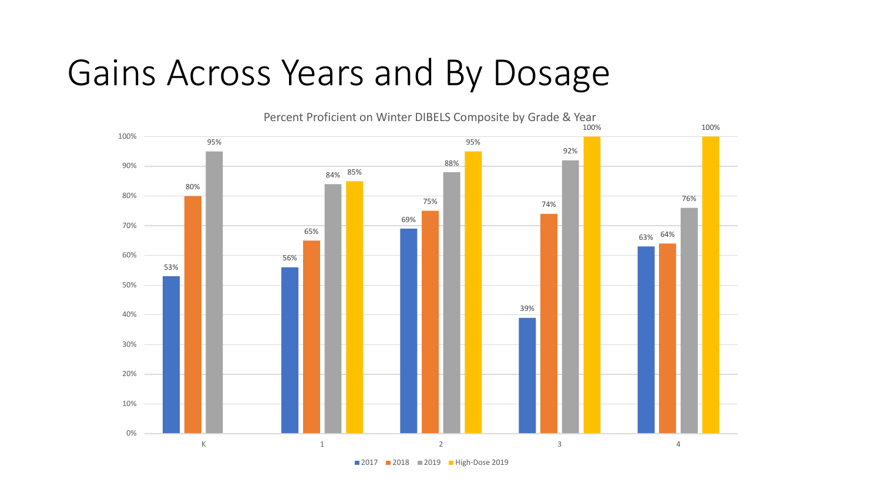# Gains Across Years and By Dosage

Percent Proficient on Winter DIBELS Composite by Grade & Year

| Grade | 2017 | 2018 | 2019 | High-Dose 2019 |
| --- | --- | --- | --- | --- |
| K | 53% | 80% | 95% | |
| 1 | 56% | 65% | 84% | 85% |
| 2 | 69% | 75% | 88% | 95% |
| 3 | 39% | 74% | 92% | 100% |
| 4 | 63% | 64% | 76% | 100% |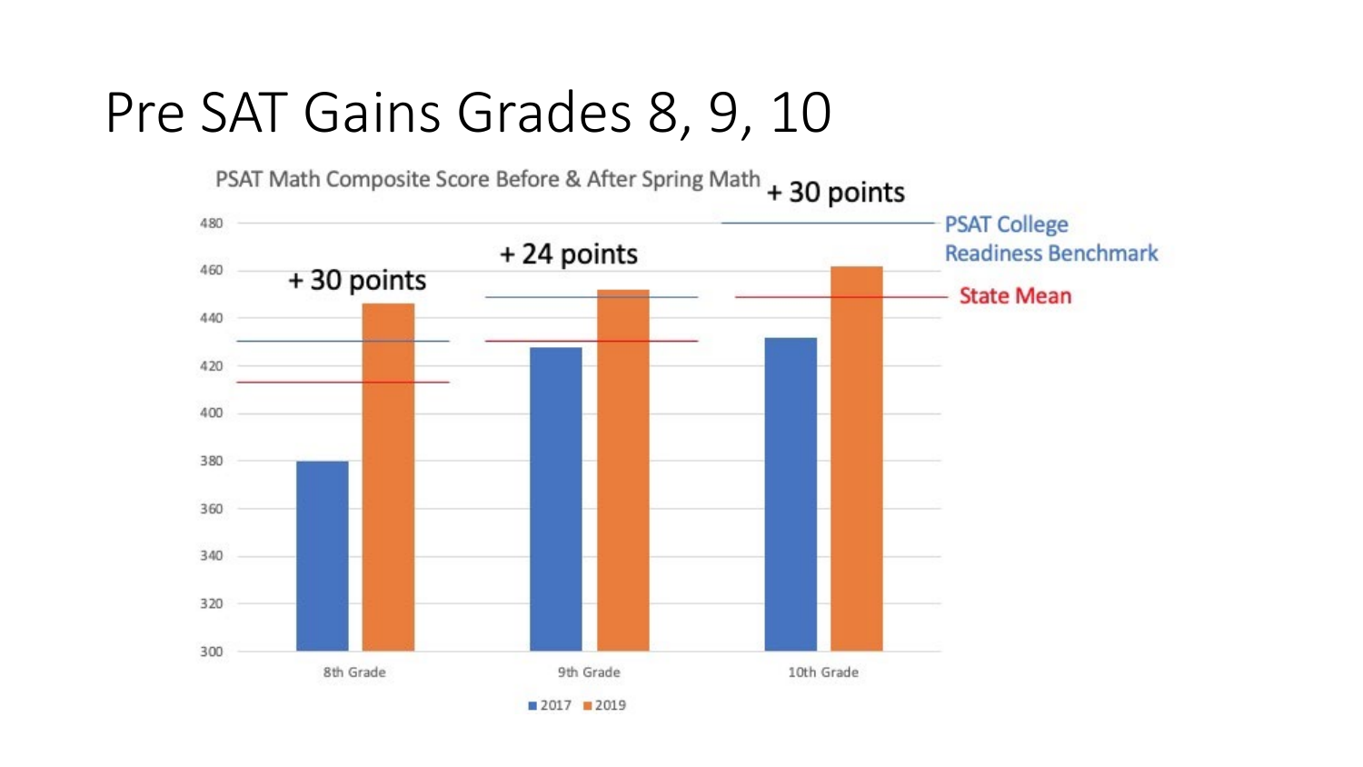# Pre SAT Gains Grades 8, 9, 10

PSAT Math Composite Score Before & After Spring Math

+ 30 points

+ 24 points

+ 30 points

PSAT College Readiness Benchmark

State Mean

480
460
440
420
400
380
360
340
320
300

8th Grade
9th Grade
10th Grade

2017
2019